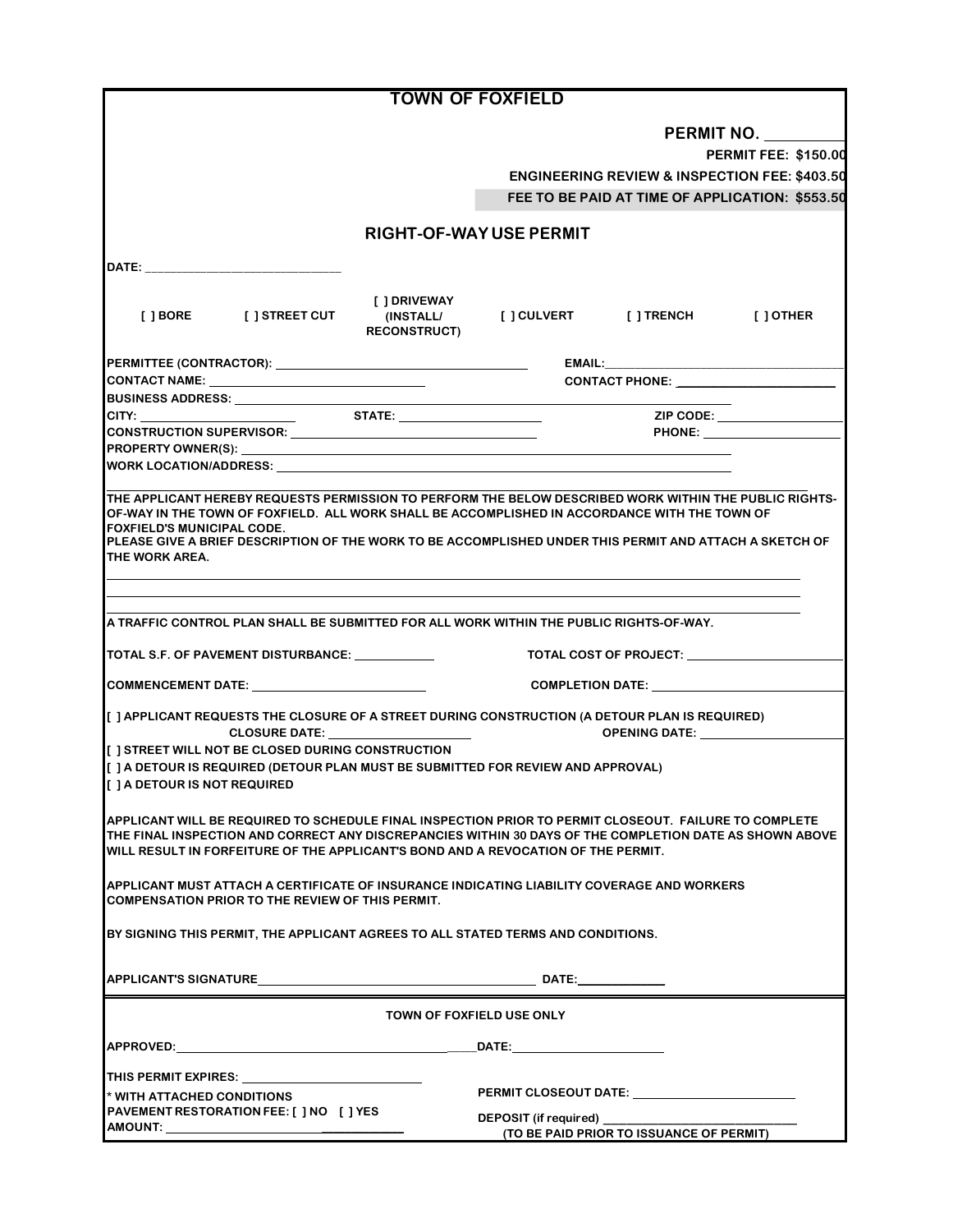# TOWN OF FOXFIELD

**PERMIT NO.** __________

**PERMIT FEE: $150.00**

**ENGINEERING REVIEW & INSPECTION FEE: $403.50**

**FEE TO BE PAID AT TIME OF APPLICATION: $553.50**

## RIGHT-OF-WAY USE PERMIT

DATE: ______________________________

[ ] BORE [ ] STREET CUT [ ] DRIVEWAY (INSTALL/ RECONSTRUCT) [ ] CULVERT [ ] TRENCH [ ] OTHER

PERMITTEE (CONTRACTOR): ______________________________ EMAIL: ______________________________

CONTACT NAME: ______________________________ CONTACT PHONE: ______________________________

BUSINESS ADDRESS: ______________________________

CITY: ____________________ STATE: ____________________ ZIP CODE: ____________________

CONSTRUCTION SUPERVISOR: ______________________________ PHONE: ____________________

PROPERTY OWNER(S): ______________________________

WORK LOCATION/ADDRESS: ______________________________

THE APPLICANT HEREBY REQUESTS PERMISSION TO PERFORM THE BELOW DESCRIBED WORK WITHIN THE PUBLIC RIGHTS-OF-WAY IN THE TOWN OF FOXFIELD. ALL WORK SHALL BE ACCOMPLISHED IN ACCORDANCE WITH THE TOWN OF FOXFIELD'S MUNICIPAL CODE.

PLEASE GIVE A BRIEF DESCRIPTION OF THE WORK TO BE ACCOMPLISHED UNDER THIS PERMIT AND ATTACH A SKETCH OF THE WORK AREA.

______________________________

______________________________

______________________________

A TRAFFIC CONTROL PLAN SHALL BE SUBMITTED FOR ALL WORK WITHIN THE PUBLIC RIGHTS-OF-WAY.

TOTAL S.F. OF PAVEMENT DISTURBANCE: ____________ TOTAL COST OF PROJECT: ____________________

COMMENCEMENT DATE: ____________________ COMPLETION DATE: ____________________

[ ] APPLICANT REQUESTS THE CLOSURE OF A STREET DURING CONSTRUCTION (A DETOUR PLAN IS REQUIRED)

CLOSURE DATE: ____________________ OPENING DATE: ____________________

[ ] STREET WILL NOT BE CLOSED DURING CONSTRUCTION

[ ] A DETOUR IS REQUIRED (DETOUR PLAN MUST BE SUBMITTED FOR REVIEW AND APPROVAL)

[ ] A DETOUR IS NOT REQUIRED

APPLICANT WILL BE REQUIRED TO SCHEDULE FINAL INSPECTION PRIOR TO PERMIT CLOSEOUT. FAILURE TO COMPLETE THE FINAL INSPECTION AND CORRECT ANY DISCREPANCIES WITHIN 30 DAYS OF THE COMPLETION DATE AS SHOWN ABOVE WILL RESULT IN FORFEITURE OF THE APPLICANT'S BOND AND A REVOCATION OF THE PERMIT.

APPLICANT MUST ATTACH A CERTIFICATE OF INSURANCE INDICATING LIABILITY COVERAGE AND WORKERS COMPENSATION PRIOR TO THE REVIEW OF THIS PERMIT.

BY SIGNING THIS PERMIT, THE APPLICANT AGREES TO ALL STATED TERMS AND CONDITIONS.

APPLICANT'S SIGNATURE ______________________________ DATE: ____________

### TOWN OF FOXFIELD USE ONLY

APPROVED: ______________________________ DATE: ____________________

THIS PERMIT EXPIRES: ____________________

* WITH ATTACHED CONDITIONS

PAVEMENT RESTORATION FEE: [ ] NO [ ] YES

AMOUNT: ____________________

PERMIT CLOSEOUT DATE: ____________________

DEPOSIT (if required) ______________________________

(TO BE PAID PRIOR TO ISSUANCE OF PERMIT)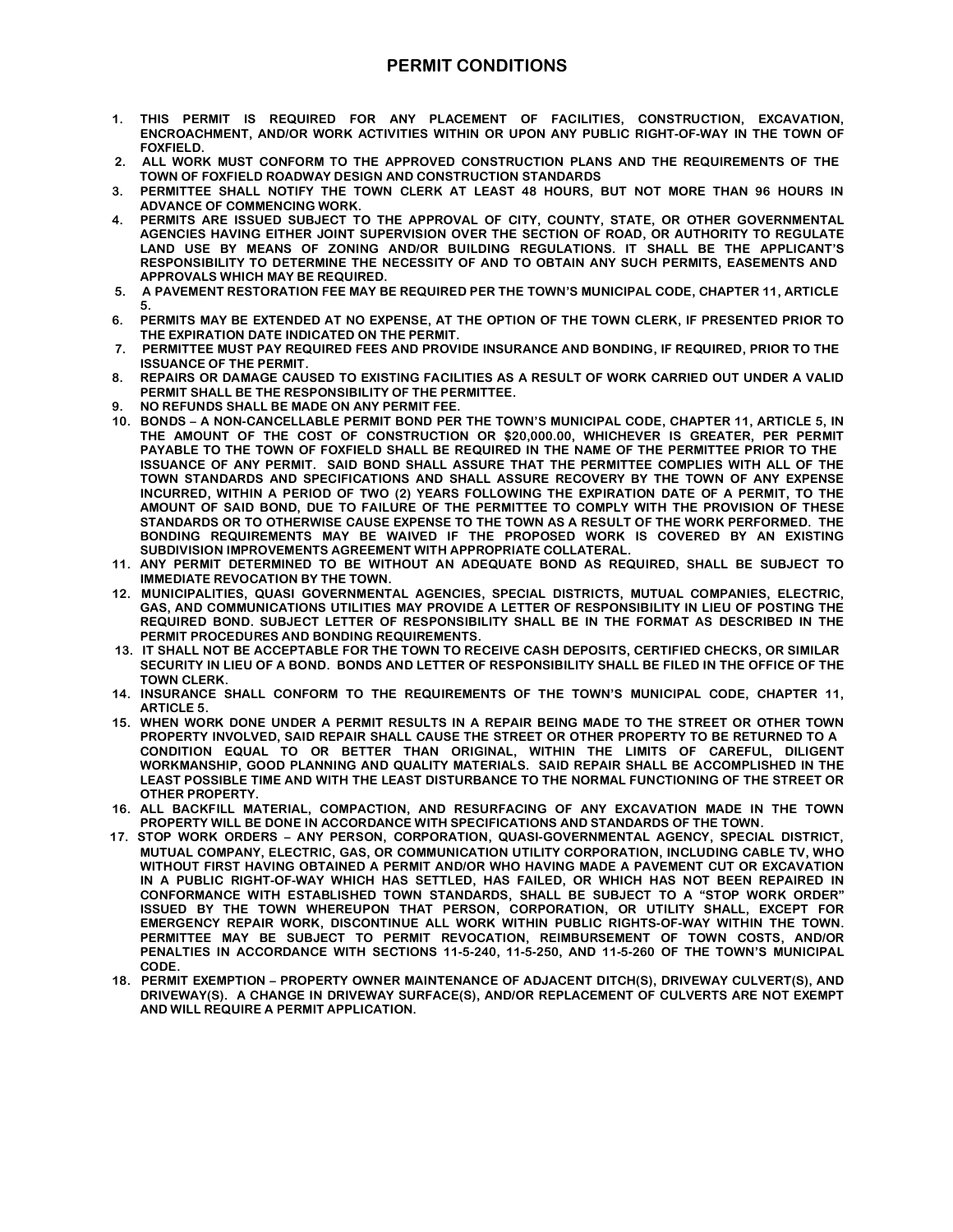# PERMIT CONDITIONS

1. THIS PERMIT IS REQUIRED FOR ANY PLACEMENT OF FACILITIES, CONSTRUCTION, EXCAVATION, ENCROACHMENT, AND/OR WORK ACTIVITIES WITHIN OR UPON ANY PUBLIC RIGHT-OF-WAY IN THE TOWN OF FOXFIELD.
2. ALL WORK MUST CONFORM TO THE APPROVED CONSTRUCTION PLANS AND THE REQUIREMENTS OF THE TOWN OF FOXFIELD ROADWAY DESIGN AND CONSTRUCTION STANDARDS
3. PERMITTEE SHALL NOTIFY THE TOWN CLERK AT LEAST 48 HOURS, BUT NOT MORE THAN 96 HOURS IN ADVANCE OF COMMENCING WORK.
4. PERMITS ARE ISSUED SUBJECT TO THE APPROVAL OF CITY, COUNTY, STATE, OR OTHER GOVERNMENTAL AGENCIES HAVING EITHER JOINT SUPERVISION OVER THE SECTION OF ROAD, OR AUTHORITY TO REGULATE LAND USE BY MEANS OF ZONING AND/OR BUILDING REGULATIONS. IT SHALL BE THE APPLICANT'S RESPONSIBILITY TO DETERMINE THE NECESSITY OF AND TO OBTAIN ANY SUCH PERMITS, EASEMENTS AND APPROVALS WHICH MAY BE REQUIRED.
5. A PAVEMENT RESTORATION FEE MAY BE REQUIRED PER THE TOWN'S MUNICIPAL CODE, CHAPTER 11, ARTICLE 5.
6. PERMITS MAY BE EXTENDED AT NO EXPENSE, AT THE OPTION OF THE TOWN CLERK, IF PRESENTED PRIOR TO THE EXPIRATION DATE INDICATED ON THE PERMIT.
7. PERMITTEE MUST PAY REQUIRED FEES AND PROVIDE INSURANCE AND BONDING, IF REQUIRED, PRIOR TO THE ISSUANCE OF THE PERMIT.
8. REPAIRS OR DAMAGE CAUSED TO EXISTING FACILITIES AS A RESULT OF WORK CARRIED OUT UNDER A VALID PERMIT SHALL BE THE RESPONSIBILITY OF THE PERMITTEE.
9. NO REFUNDS SHALL BE MADE ON ANY PERMIT FEE.
10. BONDS – A NON-CANCELLABLE PERMIT BOND PER THE TOWN'S MUNICIPAL CODE, CHAPTER 11, ARTICLE 5, IN THE AMOUNT OF THE COST OF CONSTRUCTION OR $20,000.00, WHICHEVER IS GREATER, PER PERMIT PAYABLE TO THE TOWN OF FOXFIELD SHALL BE REQUIRED IN THE NAME OF THE PERMITTEE PRIOR TO THE ISSUANCE OF ANY PERMIT. SAID BOND SHALL ASSURE THAT THE PERMITTEE COMPLIES WITH ALL OF THE TOWN STANDARDS AND SPECIFICATIONS AND SHALL ASSURE RECOVERY BY THE TOWN OF ANY EXPENSE INCURRED, WITHIN A PERIOD OF TWO (2) YEARS FOLLOWING THE EXPIRATION DATE OF A PERMIT, TO THE AMOUNT OF SAID BOND, DUE TO FAILURE OF THE PERMITTEE TO COMPLY WITH THE PROVISION OF THESE STANDARDS OR TO OTHERWISE CAUSE EXPENSE TO THE TOWN AS A RESULT OF THE WORK PERFORMED. THE BONDING REQUIREMENTS MAY BE WAIVED IF THE PROPOSED WORK IS COVERED BY AN EXISTING SUBDIVISION IMPROVEMENTS AGREEMENT WITH APPROPRIATE COLLATERAL.
11. ANY PERMIT DETERMINED TO BE WITHOUT AN ADEQUATE BOND AS REQUIRED, SHALL BE SUBJECT TO IMMEDIATE REVOCATION BY THE TOWN.
12. MUNICIPALITIES, QUASI GOVERNMENTAL AGENCIES, SPECIAL DISTRICTS, MUTUAL COMPANIES, ELECTRIC, GAS, AND COMMUNICATIONS UTILITIES MAY PROVIDE A LETTER OF RESPONSIBILITY IN LIEU OF POSTING THE REQUIRED BOND. SUBJECT LETTER OF RESPONSIBILITY SHALL BE IN THE FORMAT AS DESCRIBED IN THE PERMIT PROCEDURES AND BONDING REQUIREMENTS.
13. IT SHALL NOT BE ACCEPTABLE FOR THE TOWN TO RECEIVE CASH DEPOSITS, CERTIFIED CHECKS, OR SIMILAR SECURITY IN LIEU OF A BOND. BONDS AND LETTER OF RESPONSIBILITY SHALL BE FILED IN THE OFFICE OF THE TOWN CLERK.
14. INSURANCE SHALL CONFORM TO THE REQUIREMENTS OF THE TOWN'S MUNICIPAL CODE, CHAPTER 11, ARTICLE 5.
15. WHEN WORK DONE UNDER A PERMIT RESULTS IN A REPAIR BEING MADE TO THE STREET OR OTHER TOWN PROPERTY INVOLVED, SAID REPAIR SHALL CAUSE THE STREET OR OTHER PROPERTY TO BE RETURNED TO A CONDITION EQUAL TO OR BETTER THAN ORIGINAL, WITHIN THE LIMITS OF CAREFUL, DILIGENT WORKMANSHIP, GOOD PLANNING AND QUALITY MATERIALS. SAID REPAIR SHALL BE ACCOMPLISHED IN THE LEAST POSSIBLE TIME AND WITH THE LEAST DISTURBANCE TO THE NORMAL FUNCTIONING OF THE STREET OR OTHER PROPERTY.
16. ALL BACKFILL MATERIAL, COMPACTION, AND RESURFACING OF ANY EXCAVATION MADE IN THE TOWN PROPERTY WILL BE DONE IN ACCORDANCE WITH SPECIFICATIONS AND STANDARDS OF THE TOWN.
17. STOP WORK ORDERS – ANY PERSON, CORPORATION, QUASI-GOVERNMENTAL AGENCY, SPECIAL DISTRICT, MUTUAL COMPANY, ELECTRIC, GAS, OR COMMUNICATION UTILITY CORPORATION, INCLUDING CABLE TV, WHO WITHOUT FIRST HAVING OBTAINED A PERMIT AND/OR WHO HAVING MADE A PAVEMENT CUT OR EXCAVATION IN A PUBLIC RIGHT-OF-WAY WHICH HAS SETTLED, HAS FAILED, OR WHICH HAS NOT BEEN REPAIRED IN CONFORMANCE WITH ESTABLISHED TOWN STANDARDS, SHALL BE SUBJECT TO A "STOP WORK ORDER" ISSUED BY THE TOWN WHEREUPON THAT PERSON, CORPORATION, OR UTILITY SHALL, EXCEPT FOR EMERGENCY REPAIR WORK, DISCONTINUE ALL WORK WITHIN PUBLIC RIGHTS-OF-WAY WITHIN THE TOWN. PERMITTEE MAY BE SUBJECT TO PERMIT REVOCATION, REIMBURSEMENT OF TOWN COSTS, AND/OR PENALTIES IN ACCORDANCE WITH SECTIONS 11-5-240, 11-5-250, AND 11-5-260 OF THE TOWN'S MUNICIPAL CODE.
18. PERMIT EXEMPTION – PROPERTY OWNER MAINTENANCE OF ADJACENT DITCH(S), DRIVEWAY CULVERT(S), AND DRIVEWAY(S). A CHANGE IN DRIVEWAY SURFACE(S), AND/OR REPLACEMENT OF CULVERTS ARE NOT EXEMPT AND WILL REQUIRE A PERMIT APPLICATION.